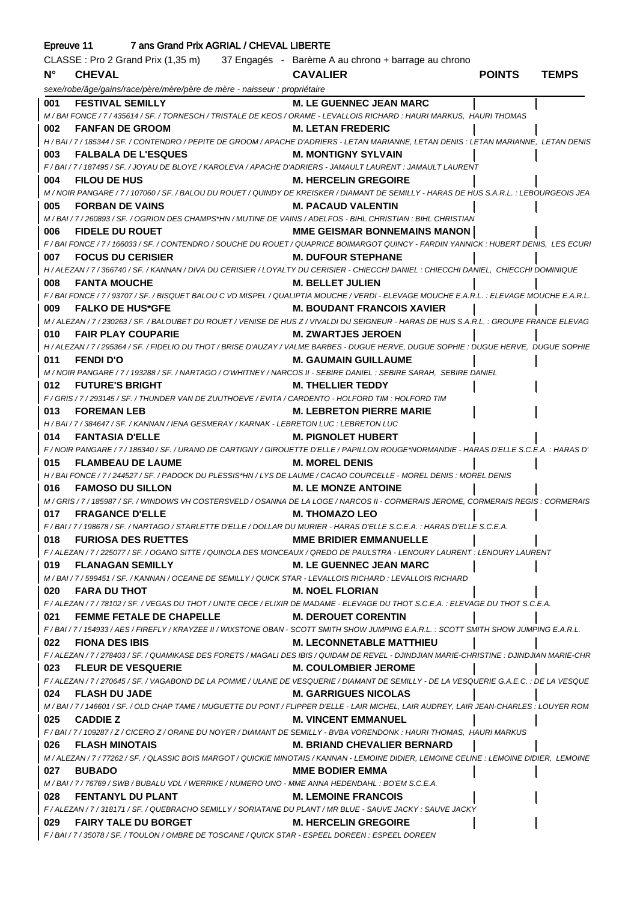## Epreuve 11 — 7 ans Grand Prix AGRIAL / CHEVAL LIBERTE

CLASSE : Pro 2 Grand Prix (1,35 m) — 37 Engagés - Barème A au chrono + barrage au chrono

| N° | CHEVAL | CAVALIER | POINTS | TEMPS |
|---|---|---|---|---|
| | *sexe/robe/âge/gains/race/père/mère/père de mère - naisseur : propriétaire* | | | |
| 001 | **FESTIVAL SEMILLY** | **M. LE GUENNEC JEAN MARC** | | |
| | *M / BAI FONCE / 7 / 435614 / SF. / TORNESCH / TRISTALE DE KEOS / ORAME - LEVALLOIS RICHARD : HAURI MARKUS, HAURI THOMAS* | | | |
| 002 | **FANFAN DE GROOM** | **M. LETAN FREDERIC** | | |
| | *H / BAI / 7 / 185344 / SF. / CONTENDRO / PEPITE DE GROOM / APACHE D'ADRIERS - LETAN MARIANNE, LETAN DENIS : LETAN MARIANNE, LETAN DENIS* | | | |
| 003 | **FALBALA DE L'ESQUES** | **M. MONTIGNY SYLVAIN** | | |
| | *F / BAI / 7 / 187495 / SF. / JOYAU DE BLOYE / KAROLEVA / APACHE D'ADRIERS - JAMAULT LAURENT : JAMAULT LAURENT* | | | |
| 004 | **FILOU DE HUS** | **M. HERCELIN GREGOIRE** | | |
| | *M / NOIR PANGARE / 7 / 107060 / SF. / BALOU DU ROUET / QUINDY DE KREISKER / DIAMANT DE SEMILLY - HARAS DE HUS S.A.R.L. : LEBOURGEOIS JEA* | | | |
| 005 | **FORBAN DE VAINS** | **M. PACAUD VALENTIN** | | |
| | *M / BAI / 7 / 260893 / SF. / OGRION DES CHAMPS*HN / MUTINE DE VAINS / ADELFOS - BIHL CHRISTIAN : BIHL CHRISTIAN* | | | |
| 006 | **FIDELE DU ROUET** | **MME GEISMAR BONNEMAINS MANON** | | |
| | *F / BAI FONCE / 7 / 166033 / SF. / CONTENDRO / SOUCHE DU ROUET / QUAPRICE BOIMARGOT QUINCY - FARDIN YANNICK : HUBERT DENIS, LES ECURI* | | | |
| 007 | **FOCUS DU CERISIER** | **M. DUFOUR STEPHANE** | | |
| | *H / ALEZAN / 7 / 366740 / SF. / KANNAN / DIVA DU CERISIER / LOYALTY DU CERISIER - CHIECCHI DANIEL : CHIECCHI DANIEL, CHIECCHI DOMINIQUE* | | | |
| 008 | **FANTA MOUCHE** | **M. BELLET JULIEN** | | |
| | *F / BAI FONCE / 7 / 93707 / SF. / BISQUET BALOU C VD MISPEL / QUALIPTIA MOUCHE / VERDI - ELEVAGE MOUCHE E.A.R.L. : ELEVAGE MOUCHE E.A.R.L.* | | | |
| 009 | **FALKO DE HUS*GFE** | **M. BOUDANT FRANCOIS XAVIER** | | |
| | *M / ALEZAN / 7 / 230263 / SF. / BALOUBET DU ROUET / VENISE DE HUS Z / VIVALDI DU SEIGNEUR - HARAS DE HUS S.A.R.L. : GROUPE FRANCE ELEVAG* | | | |
| 010 | **FAIR PLAY COUPARIE** | **M. ZWARTJES JEROEN** | | |
| | *H / ALEZAN / 7 / 295364 / SF. / FIDELIO DU THOT / BRISE D'AUZAY / VALME BARBES - DUGUE HERVE, DUGUE SOPHIE : DUGUE HERVE, DUGUE SOPHIE* | | | |
| 011 | **FENDI D'O** | **M. GAUMAIN GUILLAUME** | | |
| | *M / NOIR PANGARE / 7 / 193288 / SF. / NARTAGO / O'WHITNEY / NARCOS II - SEBIRE DANIEL : SEBIRE SARAH, SEBIRE DANIEL* | | | |
| 012 | **FUTURE'S BRIGHT** | **M. THELLIER TEDDY** | | |
| | *F / GRIS / 7 / 293145 / SF. / THUNDER VAN DE ZUUTHOEVE / EVITA / CARDENTO - HOLFORD TIM : HOLFORD TIM* | | | |
| 013 | **FOREMAN LEB** | **M. LEBRETON PIERRE MARIE** | | |
| | *H / BAI / 7 / 384647 / SF. / KANNAN / IENA GESMERAY / KARNAK - LEBRETON LUC : LEBRETON LUC* | | | |
| 014 | **FANTASIA D'ELLE** | **M. PIGNOLET HUBERT** | | |
| | *F / NOIR PANGARE / 7 / 186340 / SF. / URANO DE CARTIGNY / GIROUETTE D'ELLE / PAPILLON ROUGE*NORMANDIE - HARAS D'ELLE S.C.E.A. : HARAS D'* | | | |
| 015 | **FLAMBEAU DE LAUME** | **M. MOREL DENIS** | | |
| | *H / BAI FONCE / 7 / 244527 / SF. / PADOCK DU PLESSIS*HN / LYS DE LAUME / CACAO COURCELLE - MOREL DENIS : MOREL DENIS* | | | |
| 016 | **FAMOSO DU SILLON** | **M. LE MONZE ANTOINE** | | |
| | *M / GRIS / 7 / 185987 / SF. / WINDOWS VH COSTERSVELD / OSANNA DE LA LOGE / NARCOS II - CORMERAIS JEROME, CORMERAIS REGIS : CORMERAIS* | | | |
| 017 | **FRAGANCE D'ELLE** | **M. THOMAZO LEO** | | |
| | *F / BAI / 7 / 198678 / SF. / NARTAGO / STARLETTE D'ELLE / DOLLAR DU MURIER - HARAS D'ELLE S.C.E.A. : HARAS D'ELLE S.C.E.A.* | | | |
| 018 | **FURIOSA DES RUETTES** | **MME BRIDIER EMMANUELLE** | | |
| | *F / ALEZAN / 7 / 225077 / SF. / OGANO SITTE / QUINOLA DES MONCEAUX / QREDO DE PAULSTRA - LENOURY LAURENT : LENOURY LAURENT* | | | |
| 019 | **FLANAGAN SEMILLY** | **M. LE GUENNEC JEAN MARC** | | |
| | *M / BAI / 7 / 599451 / SF. / KANNAN / OCEANE DE SEMILLY / QUICK STAR - LEVALLOIS RICHARD : LEVALLOIS RICHARD* | | | |
| 020 | **FARA DU THOT** | **M. NOEL FLORIAN** | | |
| | *F / ALEZAN / 7 / 78102 / SF. / VEGAS DU THOT / UNITE CECE / ELIXIR DE MADAME - ELEVAGE DU THOT S.C.E.A. : ELEVAGE DU THOT S.C.E.A.* | | | |
| 021 | **FEMME FETALE DE CHAPELLE** | **M. DEROUET CORENTIN** | | |
| | *F / BAI / 7 / 154933 / AES / FIREFLY / KRAYZEE II / WIXSTONE OBAN - SCOTT SMITH SHOW JUMPING E.A.R.L. : SCOTT SMITH SHOW JUMPING E.A.R.L.* | | | |
| 022 | **FIONA DES IBIS** | **M. LECONNETABLE MATTHIEU** | | |
| | *F / ALEZAN / 7 / 278403 / SF. / QUAMIKASE DES FORETS / MAGALI DES IBIS / QUIDAM DE REVEL - DJINDJIAN MARIE-CHRISTINE : DJINDJIAN MARIE-CHR* | | | |
| 023 | **FLEUR DE VESQUERIE** | **M. COULOMBIER JEROME** | | |
| | *F / ALEZAN / 7 / 270645 / SF. / VAGABOND DE LA POMME / ULANE DE VESQUERIE / DIAMANT DE SEMILLY - DE LA VESQUERIE G.A.E.C. : DE LA VESQUE* | | | |
| 024 | **FLASH DU JADE** | **M. GARRIGUES NICOLAS** | | |
| | *M / BAI / 7 / 146601 / SF. / OLD CHAP TAME / MUGUETTE DU PONT / FLIPPER D'ELLE - LAIR MICHEL, LAIR AUDREY, LAIR JEAN-CHARLES : LOUYER ROM* | | | |
| 025 | **CADDIE Z** | **M. VINCENT EMMANUEL** | | |
| | *F / BAI / 7 / 109287 / Z / CICERO Z / ORANE DU NOYER / DIAMANT DE SEMILLY - BVBA VORENDONK : HAURI THOMAS, HAURI MARKUS* | | | |
| 026 | **FLASH MINOTAIS** | **M. BRIAND CHEVALIER BERNARD** | | |
| | *M / ALEZAN / 7 / 77262 / SF. / QLASSIC BOIS MARGOT / QUICKIE MINOTAIS / KANNAN - LEMOINE DIDIER, LEMOINE CELINE : LEMOINE DIDIER, LEMOINE* | | | |
| 027 | **BUBADO** | **MME BODIER EMMA** | | |
| | *M / BAI / 7 / 76769 / SWB / BUBALU VDL / WERRIKE / NUMERO UNO - MME ANNA HEDENDAHL : BO'EM S.C.E.A.* | | | |
| 028 | **FENTANYL DU PLANT** | **M. LEMOINE FRANCOIS** | | |
| | *F / ALEZAN / 7 / 318171 / SF. / QUEBRACHO SEMILLY / SORIATANE DU PLANT / MR BLUE - SAUVE JACKY : SAUVE JACKY* | | | |
| 029 | **FAIRY TALE DU BORGET** | **M. HERCELIN GREGOIRE** | | |
| | *F / BAI / 7 / 35078 / SF. / TOULON / OMBRE DE TOSCANE / QUICK STAR - ESPEEL DOREEN : ESPEEL DOREEN* | | | |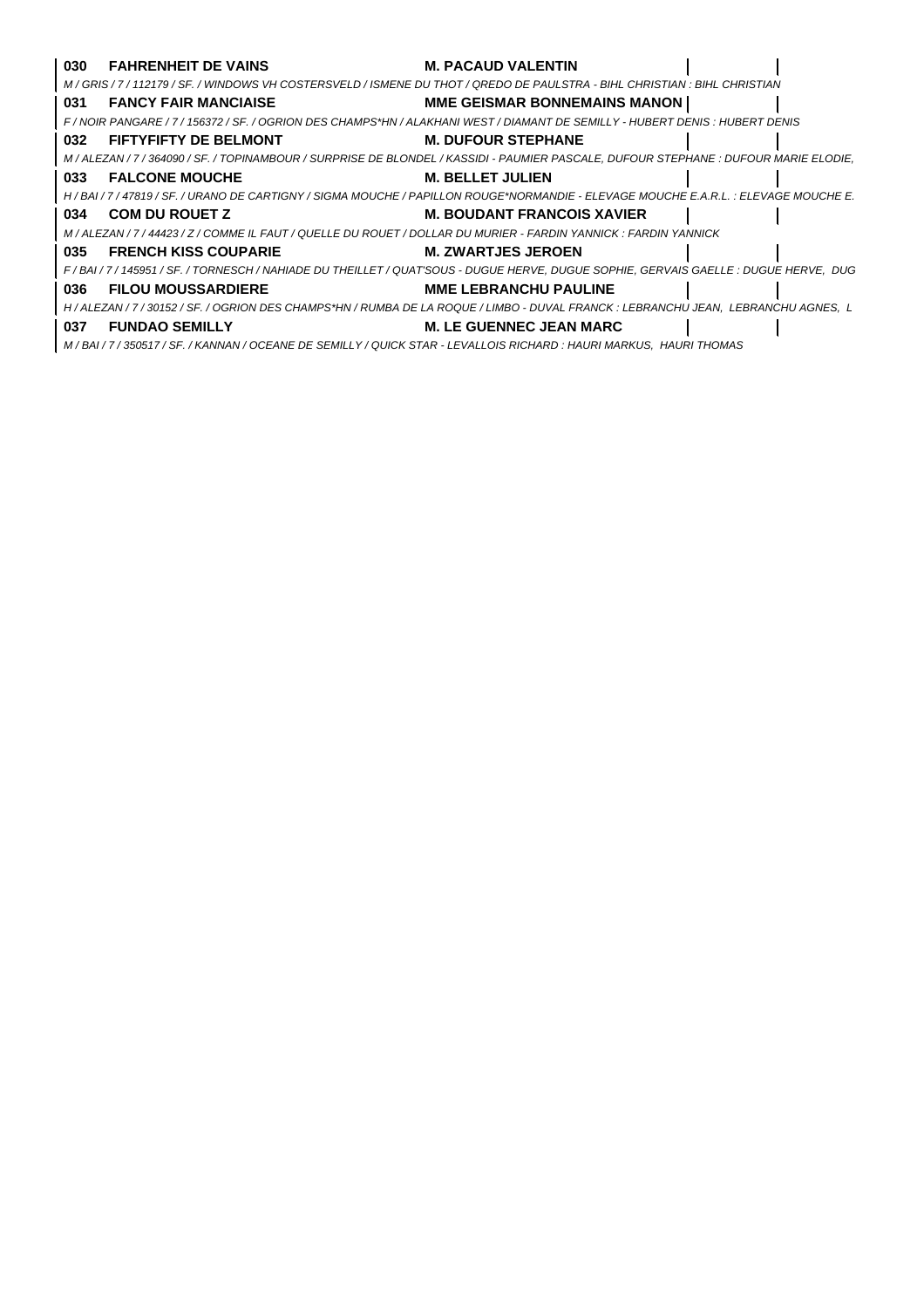**030 FAHRENHEIT DE VAINS** **M. PACAUD VALENTIN**

*M / GRIS / 7 / 112179 / SF. / WINDOWS VH COSTERSVELD / ISMENE DU THOT / QREDO DE PAULSTRA - BIHL CHRISTIAN : BIHL CHRISTIAN*

**031 FANCY FAIR MANCIAISE** **MME GEISMAR BONNEMAINS MANON**

*F / NOIR PANGARE / 7 / 156372 / SF. / OGRION DES CHAMPS*HN / ALAKHANI WEST / DIAMANT DE SEMILLY - HUBERT DENIS : HUBERT DENIS*

**032 FIFTYFIFTY DE BELMONT** **M. DUFOUR STEPHANE**

*M / ALEZAN / 7 / 364090 / SF. / TOPINAMBOUR / SURPRISE DE BLONDEL / KASSIDI - PAUMIER PASCALE, DUFOUR STEPHANE : DUFOUR MARIE ELODIE,*

**033 FALCONE MOUCHE** **M. BELLET JULIEN**

*H / BAI / 7 / 47819 / SF. / URANO DE CARTIGNY / SIGMA MOUCHE / PAPILLON ROUGE*NORMANDIE - ELEVAGE MOUCHE E.A.R.L. : ELEVAGE MOUCHE E.*

**034 COM DU ROUET Z** **M. BOUDANT FRANCOIS XAVIER**

*M / ALEZAN / 7 / 44423 / Z / COMME IL FAUT / QUELLE DU ROUET / DOLLAR DU MURIER - FARDIN YANNICK : FARDIN YANNICK*

**035 FRENCH KISS COUPARIE** **M. ZWARTJES JEROEN**

*F / BAI / 7 / 145951 / SF. / TORNESCH / NAHIADE DU THEILLET / QUAT'SOUS - DUGUE HERVE, DUGUE SOPHIE, GERVAIS GAELLE : DUGUE HERVE, DUG*

**036 FILOU MOUSSARDIERE** **MME LEBRANCHU PAULINE**

*H / ALEZAN / 7 / 30152 / SF. / OGRION DES CHAMPS*HN / RUMBA DE LA ROQUE / LIMBO - DUVAL FRANCK : LEBRANCHU JEAN, LEBRANCHU AGNES, L*

**037 FUNDAO SEMILLY** **M. LE GUENNEC JEAN MARC**

*M / BAI / 7 / 350517 / SF. / KANNAN / OCEANE DE SEMILLY / QUICK STAR - LEVALLOIS RICHARD : HAURI MARKUS, HAURI THOMAS*